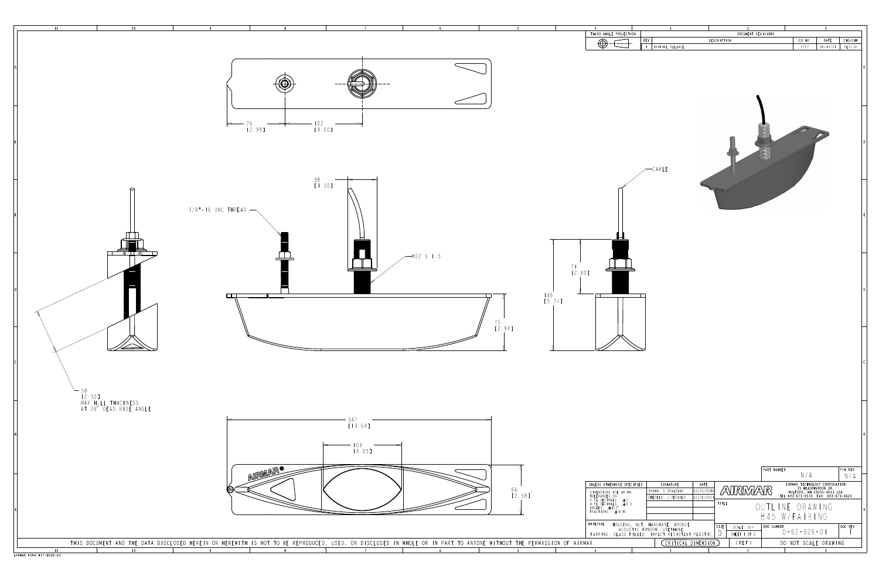THIRD ANGLE PROJECTION

| REV | DESCRIPTION | CO NO. | DATE | CHG/CHK |
|---|---|---|---|---|
| 1 | INITIAL RELEASE | 2727 | 06/15/21 | DLS/JD |

76 [2.99]

102 [4.00]

3/8"-16 UNC THREAD

38 [1.50]

M22 X 1.5

CABLE

71 [2.80]

146 [5.74]

75 [2.94]

58 [2.30] MAX HULL THICKNESS AT 26° DEAD RISE ANGLE

347 [13.64]

103 [4.05]

66 [2.58]

AIRMAR®

| UNLESS OTHERWISE SPECIFIED | SIGNATURE | DATE |
|---|---|---|
| DIMENSIONS ARE IN MM TOLERANCES ON: 0 PL DECIMALS ±0 1 PL DECIMALS ±0.5 ANGLES: ±1/2° FRACTIONS: ±1/16 | DRAWN: D.SPALDING | 05/25/2018 |
| | CHECKED: J.DECARLO | 05/26/2021 |

MATERIAL: HOUSING, NUT, HARDWARE: BRONZE; ACOUSTIC WINDOW: URETHANE; FAIRING: GLASS FILLED, IMPACT RESISTANT PLASTIC

AIRMAR TECHNOLOGY CORPORATION
35 MEADOWBROOK DR.
MILFORD, NH 03055-4613 USA
TEL: 603-673-9570 FAX: 603-673-4624

PART NUMBER: N/A

P/N REV: N/A

TITLE: OUTLINE DRAWING B45 W/FAIRING

SIZE: D

SCALE: 3/4

SHEET 1 OF 2

DOC NUMBER: D-92-326-01

DOC REV: 1

CRITICAL DIMENSION

(REF)

DO NOT SCALE DRAWING

THIS DOCUMENT AND THE DATA DISCLOSED HEREIN OR HEREWITH IS NOT TO BE REPRODUCED, USED, OR DISCLOSED IN WHOLE OR IN PART TO ANYONE WITHOUT THE PERMISSION OF AIRMAR.

AIRMAR FORM #17-0030-04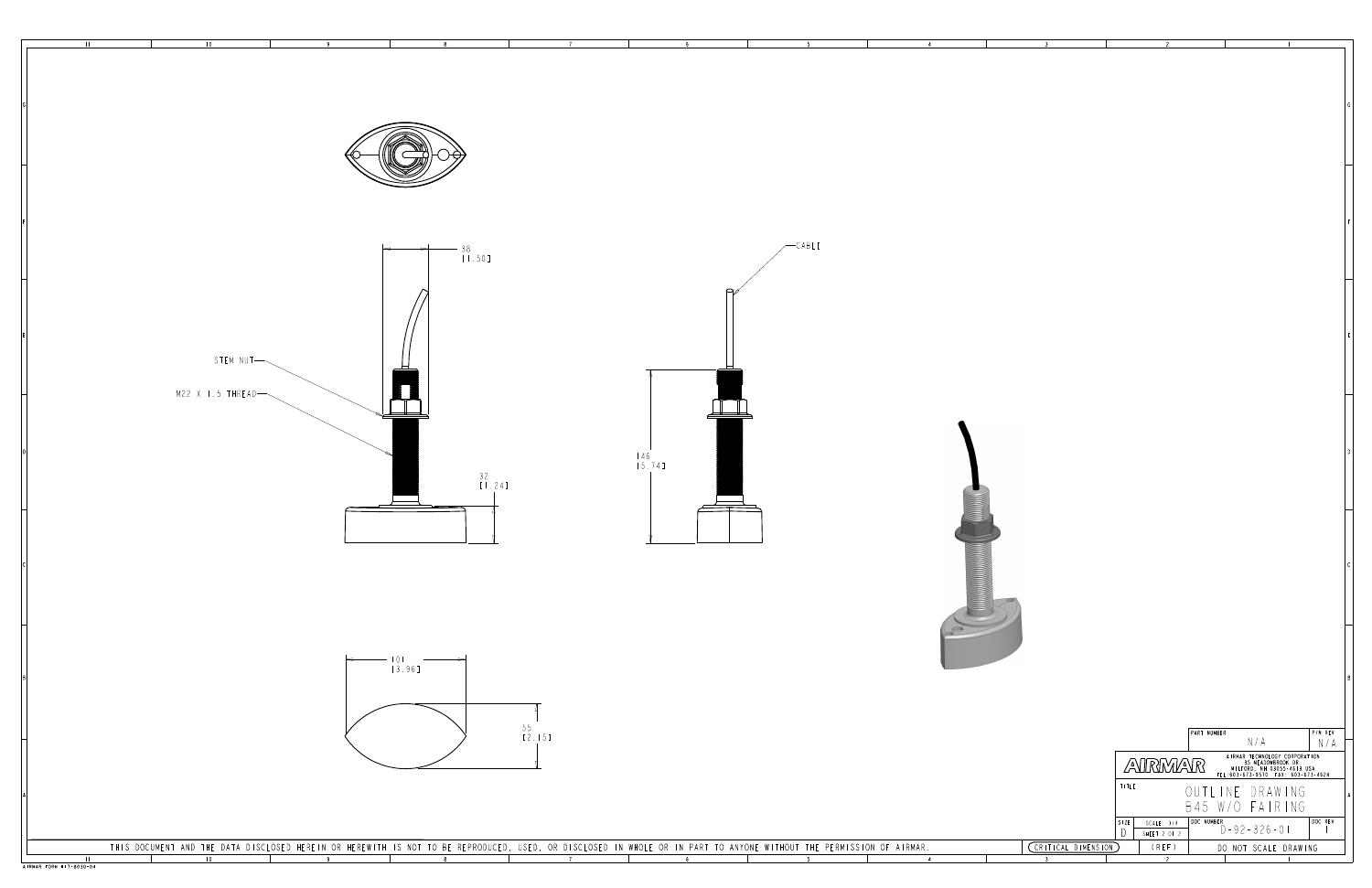STEM NUT

M22 X 1.5 THREAD

38
[1.50]

37
[1.24]

CABLE

146
[5.74]

101
[3.96]

55
[2.15]

THIS DOCUMENT AND THE DATA DISCLOSED HEREIN OR HEREWITH IS NOT TO BE REPRODUCED, USED, OR DISCLOSED IN WHOLE OR IN PART TO ANYONE WITHOUT THE PERMISSION OF AIRMAR.

CRITICAL DIMENSION

(REF)

| | | | |
|---|---|---|---|
| PART NUMBER | N/A | P/N REV | N/A |
| AIRMAR | AIRMAR TECHNOLOGY CORPORATION 35 MEADOWBROOK DR. MILFORD, NH 03055-4613 USA TEL:603-673-9570 FAX: 603-673-4624 | | |
| TITLE | OUTLINE DRAWING B45 W/O FAIRING | | |
| SIZE D | SCALE: 1/4 SHEET 2 OF 2 | DOC NUMBER D-92-326-01 | DOC REV 1 |
| | | DO NOT SCALE DRAWING | |

AIRMAR FORM #17-5030-04